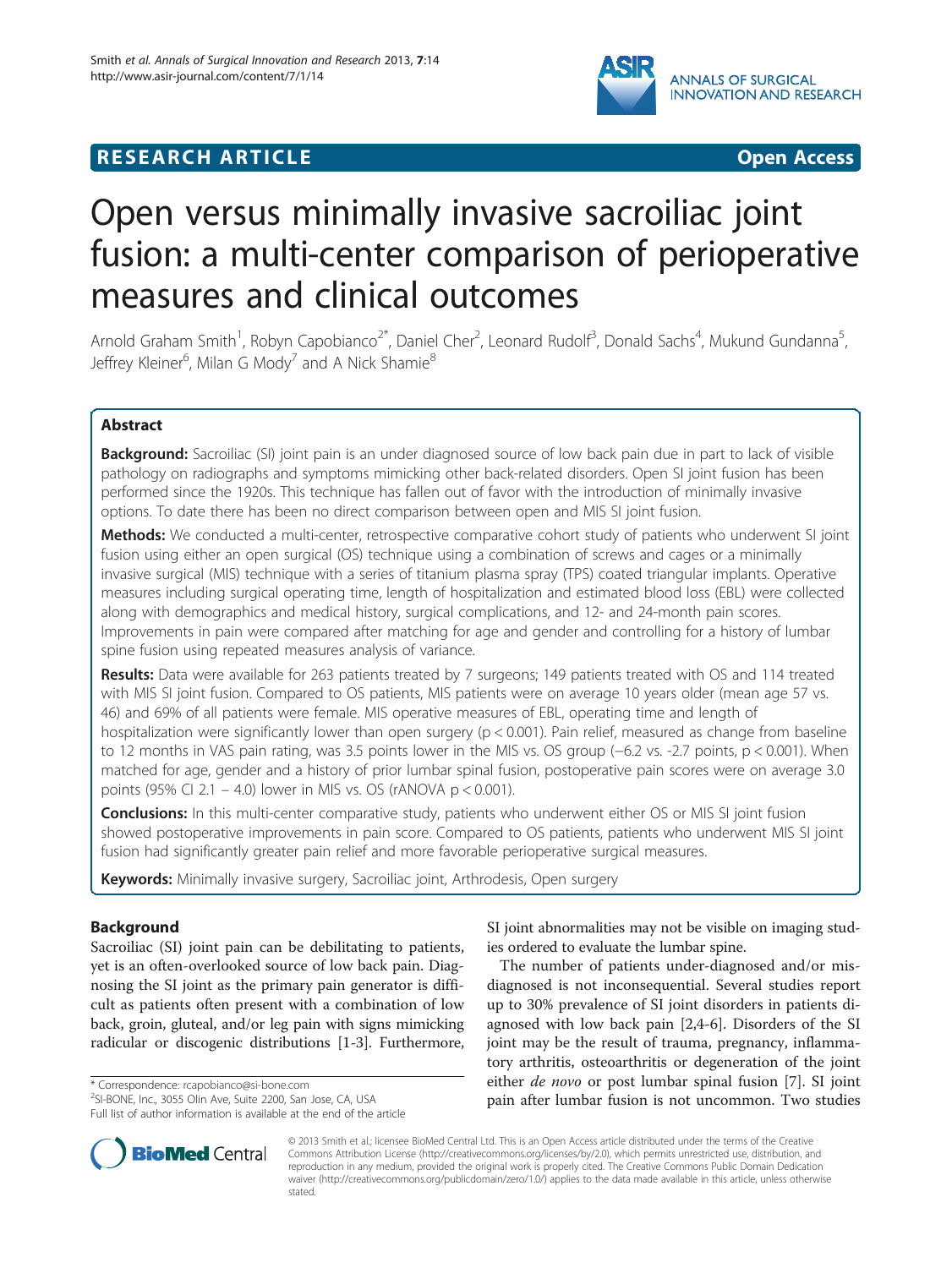**RESEARCH ARTICLE** **Open Access**

# Open versus minimally invasive sacroiliac joint fusion: a multi-center comparison of perioperative measures and clinical outcomes

Arnold Graham Smith[1], Robyn Capobianco[2*], Daniel Cher[2], Leonard Rudolf[3], Donald Sachs[4], Mukund Gundanna[5], Jeffrey Kleiner[6], Milan G Mody[7] and A Nick Shamie[8]

## Abstract

**Background:** Sacroiliac (SI) joint pain is an under diagnosed source of low back pain due in part to lack of visible pathology on radiographs and symptoms mimicking other back-related disorders. Open SI joint fusion has been performed since the 1920s. This technique has fallen out of favor with the introduction of minimally invasive options. To date there has been no direct comparison between open and MIS SI joint fusion.

**Methods:** We conducted a multi-center, retrospective comparative cohort study of patients who underwent SI joint fusion using either an open surgical (OS) technique using a combination of screws and cages or a minimally invasive surgical (MIS) technique with a series of titanium plasma spray (TPS) coated triangular implants. Operative measures including surgical operating time, length of hospitalization and estimated blood loss (EBL) were collected along with demographics and medical history, surgical complications, and 12- and 24-month pain scores. Improvements in pain were compared after matching for age and gender and controlling for a history of lumbar spine fusion using repeated measures analysis of variance.

**Results:** Data were available for 263 patients treated by 7 surgeons; 149 patients treated with OS and 114 treated with MIS SI joint fusion. Compared to OS patients, MIS patients were on average 10 years older (mean age 57 vs. 46) and 69% of all patients were female. MIS operative measures of EBL, operating time and length of hospitalization were significantly lower than open surgery ($p < 0.001$). Pain relief, measured as change from baseline to 12 months in VAS pain rating, was 3.5 points lower in the MIS vs. OS group (−6.2 vs. -2.7 points, $p < 0.001$). When matched for age, gender and a history of prior lumbar spinal fusion, postoperative pain scores were on average 3.0 points (95% CI 2.1 – 4.0) lower in MIS vs. OS (rANOVA $p < 0.001$).

**Conclusions:** In this multi-center comparative study, patients who underwent either OS or MIS SI joint fusion showed postoperative improvements in pain score. Compared to OS patients, patients who underwent MIS SI joint fusion had significantly greater pain relief and more favorable perioperative surgical measures.

**Keywords:** Minimally invasive surgery, Sacroiliac joint, Arthrodesis, Open surgery

## Background

Sacroiliac (SI) joint pain can be debilitating to patients, yet is an often-overlooked source of low back pain. Diagnosing the SI joint as the primary pain generator is difficult as patients often present with a combination of low back, groin, gluteal, and/or leg pain with signs mimicking radicular or discogenic distributions [1-3]. Furthermore, SI joint abnormalities may not be visible on imaging studies ordered to evaluate the lumbar spine.

The number of patients under-diagnosed and/or misdiagnosed is not inconsequential. Several studies report up to 30% prevalence of SI joint disorders in patients diagnosed with low back pain [2,4-6]. Disorders of the SI joint may be the result of trauma, pregnancy, inflammatory arthritis, osteoarthritis or degeneration of the joint either *de novo* or post lumbar spinal fusion [7]. SI joint pain after lumbar fusion is not uncommon. Two studies

\* Correspondence: rcapobianco@si-bone.com
[2]SI-BONE, Inc., 3055 Olin Ave, Suite 2200, San Jose, CA, USA
Full list of author information is available at the end of the article

© 2013 Smith et al.; licensee BioMed Central Ltd. This is an Open Access article distributed under the terms of the Creative Commons Attribution License (http://creativecommons.org/licenses/by/2.0), which permits unrestricted use, distribution, and reproduction in any medium, provided the original work is properly cited. The Creative Commons Public Domain Dedication waiver (http://creativecommons.org/publicdomain/zero/1.0/) applies to the data made available in this article, unless otherwise stated.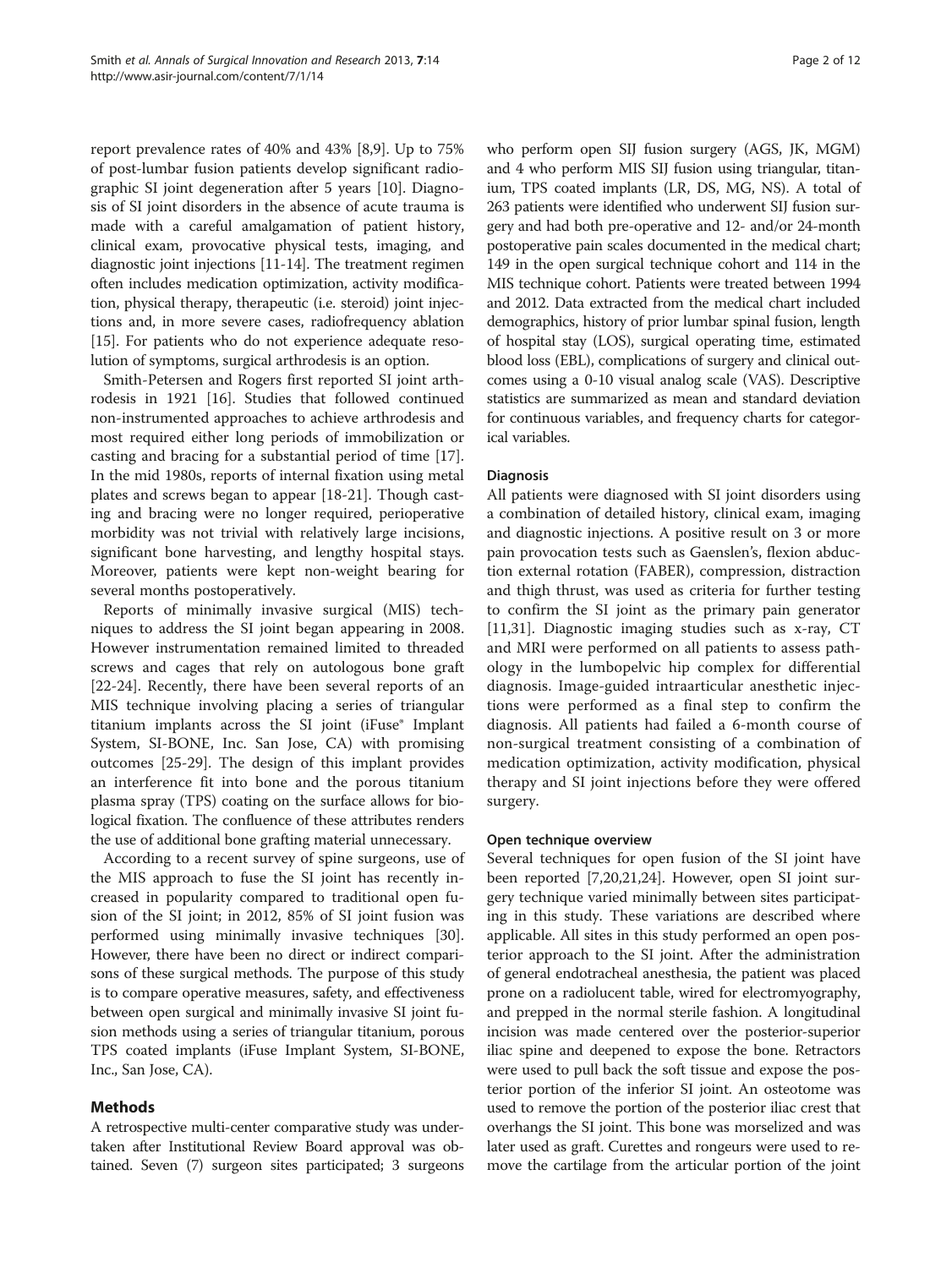report prevalence rates of 40% and 43% [8,9]. Up to 75% of post-lumbar fusion patients develop significant radiographic SI joint degeneration after 5 years [10]. Diagnosis of SI joint disorders in the absence of acute trauma is made with a careful amalgamation of patient history, clinical exam, provocative physical tests, imaging, and diagnostic joint injections [11-14]. The treatment regimen often includes medication optimization, activity modification, physical therapy, therapeutic (i.e. steroid) joint injections and, in more severe cases, radiofrequency ablation [15]. For patients who do not experience adequate resolution of symptoms, surgical arthrodesis is an option.

Smith-Petersen and Rogers first reported SI joint arthrodesis in 1921 [16]. Studies that followed continued non-instrumented approaches to achieve arthrodesis and most required either long periods of immobilization or casting and bracing for a substantial period of time [17]. In the mid 1980s, reports of internal fixation using metal plates and screws began to appear [18-21]. Though casting and bracing were no longer required, perioperative morbidity was not trivial with relatively large incisions, significant bone harvesting, and lengthy hospital stays. Moreover, patients were kept non-weight bearing for several months postoperatively.

Reports of minimally invasive surgical (MIS) techniques to address the SI joint began appearing in 2008. However instrumentation remained limited to threaded screws and cages that rely on autologous bone graft [22-24]. Recently, there have been several reports of an MIS technique involving placing a series of triangular titanium implants across the SI joint (iFuse® Implant System, SI-BONE, Inc. San Jose, CA) with promising outcomes [25-29]. The design of this implant provides an interference fit into bone and the porous titanium plasma spray (TPS) coating on the surface allows for biological fixation. The confluence of these attributes renders the use of additional bone grafting material unnecessary.

According to a recent survey of spine surgeons, use of the MIS approach to fuse the SI joint has recently increased in popularity compared to traditional open fusion of the SI joint; in 2012, 85% of SI joint fusion was performed using minimally invasive techniques [30]. However, there have been no direct or indirect comparisons of these surgical methods. The purpose of this study is to compare operative measures, safety, and effectiveness between open surgical and minimally invasive SI joint fusion methods using a series of triangular titanium, porous TPS coated implants (iFuse Implant System, SI-BONE, Inc., San Jose, CA).

## Methods

A retrospective multi-center comparative study was undertaken after Institutional Review Board approval was obtained. Seven (7) surgeon sites participated; 3 surgeons who perform open SIJ fusion surgery (AGS, JK, MGM) and 4 who perform MIS SIJ fusion using triangular, titanium, TPS coated implants (LR, DS, MG, NS). A total of 263 patients were identified who underwent SIJ fusion surgery and had both pre-operative and 12- and/or 24-month postoperative pain scales documented in the medical chart; 149 in the open surgical technique cohort and 114 in the MIS technique cohort. Patients were treated between 1994 and 2012. Data extracted from the medical chart included demographics, history of prior lumbar spinal fusion, length of hospital stay (LOS), surgical operating time, estimated blood loss (EBL), complications of surgery and clinical outcomes using a 0-10 visual analog scale (VAS). Descriptive statistics are summarized as mean and standard deviation for continuous variables, and frequency charts for categorical variables.

### Diagnosis

All patients were diagnosed with SI joint disorders using a combination of detailed history, clinical exam, imaging and diagnostic injections. A positive result on 3 or more pain provocation tests such as Gaenslen's, flexion abduction external rotation (FABER), compression, distraction and thigh thrust, was used as criteria for further testing to confirm the SI joint as the primary pain generator [11,31]. Diagnostic imaging studies such as x-ray, CT and MRI were performed on all patients to assess pathology in the lumbopelvic hip complex for differential diagnosis. Image-guided intraarticular anesthetic injections were performed as a final step to confirm the diagnosis. All patients had failed a 6-month course of non-surgical treatment consisting of a combination of medication optimization, activity modification, physical therapy and SI joint injections before they were offered surgery.

### Open technique overview

Several techniques for open fusion of the SI joint have been reported [7,20,21,24]. However, open SI joint surgery technique varied minimally between sites participating in this study. These variations are described where applicable. All sites in this study performed an open posterior approach to the SI joint. After the administration of general endotracheal anesthesia, the patient was placed prone on a radiolucent table, wired for electromyography, and prepped in the normal sterile fashion. A longitudinal incision was made centered over the posterior-superior iliac spine and deepened to expose the bone. Retractors were used to pull back the soft tissue and expose the posterior portion of the inferior SI joint. An osteotome was used to remove the portion of the posterior iliac crest that overhangs the SI joint. This bone was morselized and was later used as graft. Curettes and rongeurs were used to remove the cartilage from the articular portion of the joint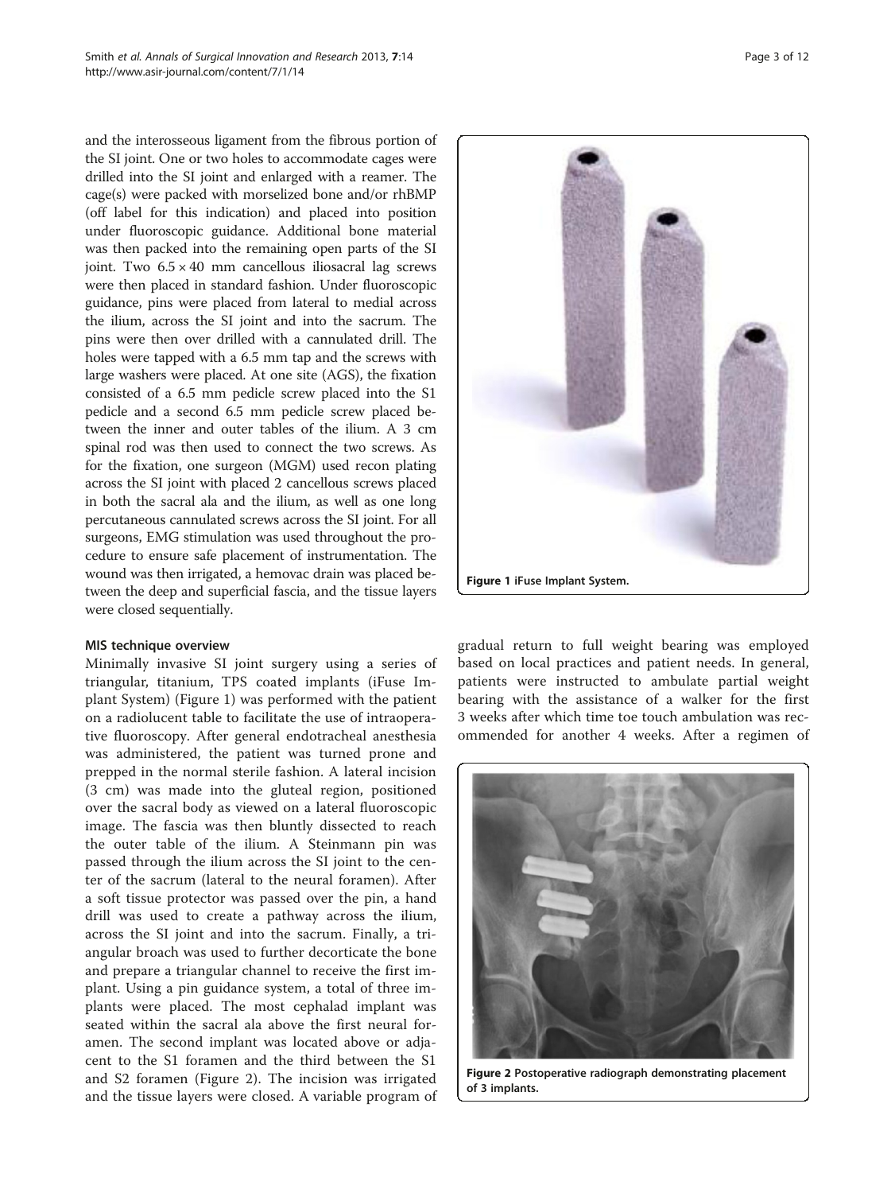and the interosseous ligament from the fibrous portion of the SI joint. One or two holes to accommodate cages were drilled into the SI joint and enlarged with a reamer. The cage(s) were packed with morselized bone and/or rhBMP (off label for this indication) and placed into position under fluoroscopic guidance. Additional bone material was then packed into the remaining open parts of the SI joint. Two 6.5 × 40 mm cancellous iliosacral lag screws were then placed in standard fashion. Under fluoroscopic guidance, pins were placed from lateral to medial across the ilium, across the SI joint and into the sacrum. The pins were then over drilled with a cannulated drill. The holes were tapped with a 6.5 mm tap and the screws with large washers were placed. At one site (AGS), the fixation consisted of a 6.5 mm pedicle screw placed into the S1 pedicle and a second 6.5 mm pedicle screw placed between the inner and outer tables of the ilium. A 3 cm spinal rod was then used to connect the two screws. As for the fixation, one surgeon (MGM) used recon plating across the SI joint with placed 2 cancellous screws placed in both the sacral ala and the ilium, as well as one long percutaneous cannulated screws across the SI joint. For all surgeons, EMG stimulation was used throughout the procedure to ensure safe placement of instrumentation. The wound was then irrigated, a hemovac drain was placed between the deep and superficial fascia, and the tissue layers were closed sequentially.

### MIS technique overview

Minimally invasive SI joint surgery using a series of triangular, titanium, TPS coated implants (iFuse Implant System) (Figure 1) was performed with the patient on a radiolucent table to facilitate the use of intraoperative fluoroscopy. After general endotracheal anesthesia was administered, the patient was turned prone and prepped in the normal sterile fashion. A lateral incision (3 cm) was made into the gluteal region, positioned over the sacral body as viewed on a lateral fluoroscopic image. The fascia was then bluntly dissected to reach the outer table of the ilium. A Steinmann pin was passed through the ilium across the SI joint to the center of the sacrum (lateral to the neural foramen). After a soft tissue protector was passed over the pin, a hand drill was used to create a pathway across the ilium, across the SI joint and into the sacrum. Finally, a triangular broach was used to further decorticate the bone and prepare a triangular channel to receive the first implant. Using a pin guidance system, a total of three implants were placed. The most cephalad implant was seated within the sacral ala above the first neural foramen. The second implant was located above or adjacent to the S1 foramen and the third between the S1 and S2 foramen (Figure 2). The incision was irrigated and the tissue layers were closed. A variable program of gradual return to full weight bearing was employed based on local practices and patient needs. In general, patients were instructed to ambulate partial weight bearing with the assistance of a walker for the first 3 weeks after which time toe touch ambulation was recommended for another 4 weeks. After a regimen of

**Figure 1** iFuse Implant System.

**Figure 2** Postoperative radiograph demonstrating placement of 3 implants.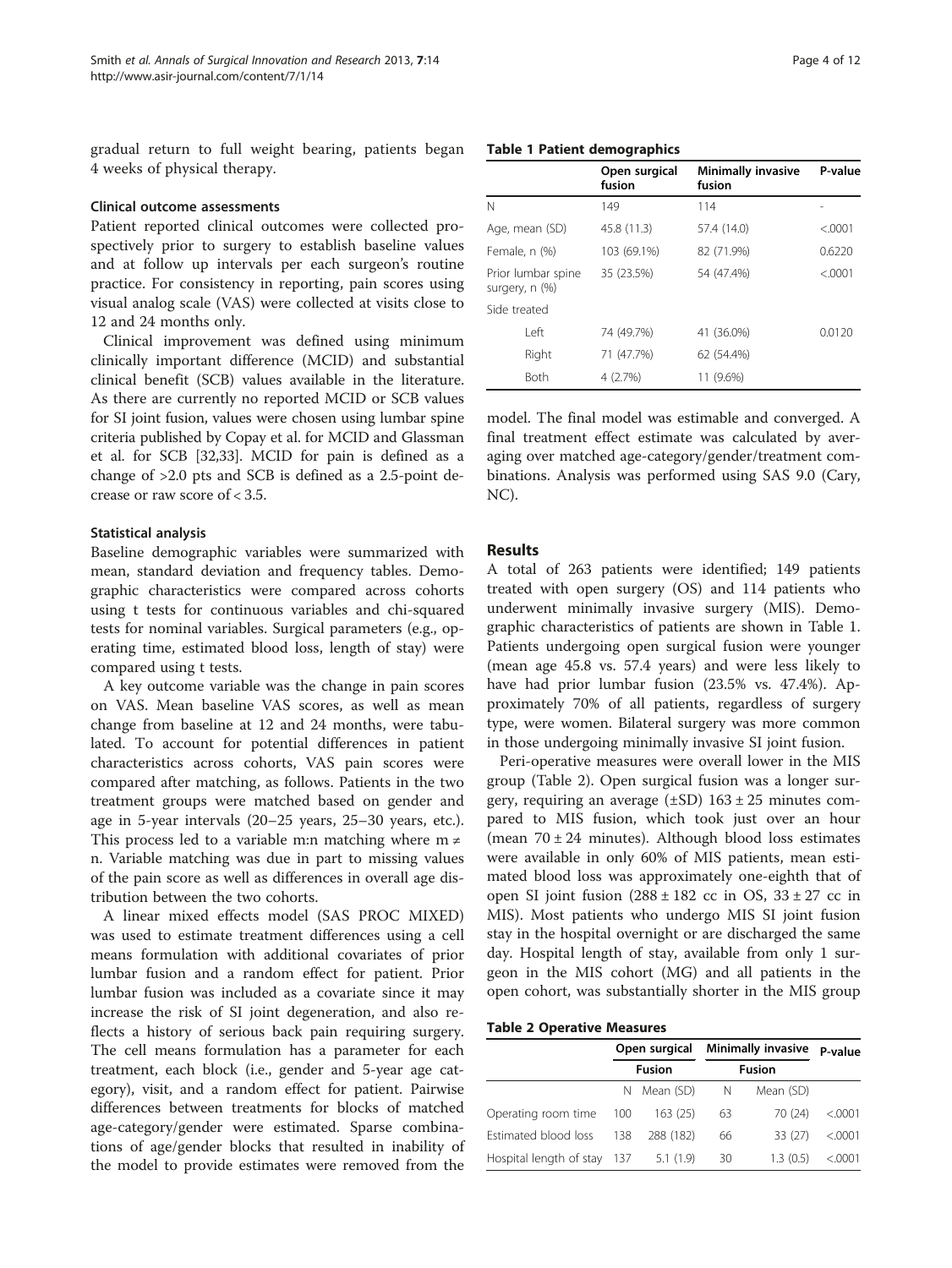gradual return to full weight bearing, patients began 4 weeks of physical therapy.

### Clinical outcome assessments

Patient reported clinical outcomes were collected prospectively prior to surgery to establish baseline values and at follow up intervals per each surgeon's routine practice. For consistency in reporting, pain scores using visual analog scale (VAS) were collected at visits close to 12 and 24 months only.

Clinical improvement was defined using minimum clinically important difference (MCID) and substantial clinical benefit (SCB) values available in the literature. As there are currently no reported MCID or SCB values for SI joint fusion, values were chosen using lumbar spine criteria published by Copay et al. for MCID and Glassman et al. for SCB [32,33]. MCID for pain is defined as a change of >2.0 pts and SCB is defined as a 2.5-point decrease or raw score of < 3.5.

### Statistical analysis

Baseline demographic variables were summarized with mean, standard deviation and frequency tables. Demographic characteristics were compared across cohorts using t tests for continuous variables and chi-squared tests for nominal variables. Surgical parameters (e.g., operating time, estimated blood loss, length of stay) were compared using t tests.

A key outcome variable was the change in pain scores on VAS. Mean baseline VAS scores, as well as mean change from baseline at 12 and 24 months, were tabulated. To account for potential differences in patient characteristics across cohorts, VAS pain scores were compared after matching, as follows. Patients in the two treatment groups were matched based on gender and age in 5-year intervals (20–25 years, 25–30 years, etc.). This process led to a variable m:n matching where $m \neq n$. Variable matching was due in part to missing values of the pain score as well as differences in overall age distribution between the two cohorts.

A linear mixed effects model (SAS PROC MIXED) was used to estimate treatment differences using a cell means formulation with additional covariates of prior lumbar fusion and a random effect for patient. Prior lumbar fusion was included as a covariate since it may increase the risk of SI joint degeneration, and also reflects a history of serious back pain requiring surgery. The cell means formulation has a parameter for each treatment, each block (i.e., gender and 5-year age category), visit, and a random effect for patient. Pairwise differences between treatments for blocks of matched age-category/gender were estimated. Sparse combinations of age/gender blocks that resulted in inability of the model to provide estimates were removed from the model. The final model was estimable and converged. A final treatment effect estimate was calculated by averaging over matched age-category/gender/treatment combinations. Analysis was performed using SAS 9.0 (Cary, NC).

**Table 1 Patient demographics**

| | Open surgical fusion | Minimally invasive fusion | P-value |
|---|---|---|---|
| N | 149 | 114 | - |
| Age, mean (SD) | 45.8 (11.3) | 57.4 (14.0) | <.0001 |
| Female, n (%) | 103 (69.1%) | 82 (71.9%) | 0.6220 |
| Prior lumbar spine surgery, n (%) | 35 (23.5%) | 54 (47.4%) | <.0001 |
| Side treated | | | |
| Left | 74 (49.7%) | 41 (36.0%) | 0.0120 |
| Right | 71 (47.7%) | 62 (54.4%) | |
| Both | 4 (2.7%) | 11 (9.6%) | |

## Results

A total of 263 patients were identified; 149 patients treated with open surgery (OS) and 114 patients who underwent minimally invasive surgery (MIS). Demographic characteristics of patients are shown in Table 1. Patients undergoing open surgical fusion were younger (mean age 45.8 vs. 57.4 years) and were less likely to have had prior lumbar fusion (23.5% vs. 47.4%). Approximately 70% of all patients, regardless of surgery type, were women. Bilateral surgery was more common in those undergoing minimally invasive SI joint fusion.

Peri-operative measures were overall lower in the MIS group (Table 2). Open surgical fusion was a longer surgery, requiring an average (±SD) 163 ± 25 minutes compared to MIS fusion, which took just over an hour (mean 70 ± 24 minutes). Although blood loss estimates were available in only 60% of MIS patients, mean estimated blood loss was approximately one-eighth that of open SI joint fusion (288 ± 182 cc in OS, 33 ± 27 cc in MIS). Most patients who undergo MIS SI joint fusion stay in the hospital overnight or are discharged the same day. Hospital length of stay, available from only 1 surgeon in the MIS cohort (MG) and all patients in the open cohort, was substantially shorter in the MIS group

**Table 2 Operative Measures**

| | Open surgical Fusion | | Minimally invasive Fusion | | P-value |
|---|---|---|---|---|---|
| | N | Mean (SD) | N | Mean (SD) | |
| Operating room time | 100 | 163 (25) | 63 | 70 (24) | <.0001 |
| Estimated blood loss | 138 | 288 (182) | 66 | 33 (27) | <.0001 |
| Hospital length of stay | 137 | 5.1 (1.9) | 30 | 1.3 (0.5) | <.0001 |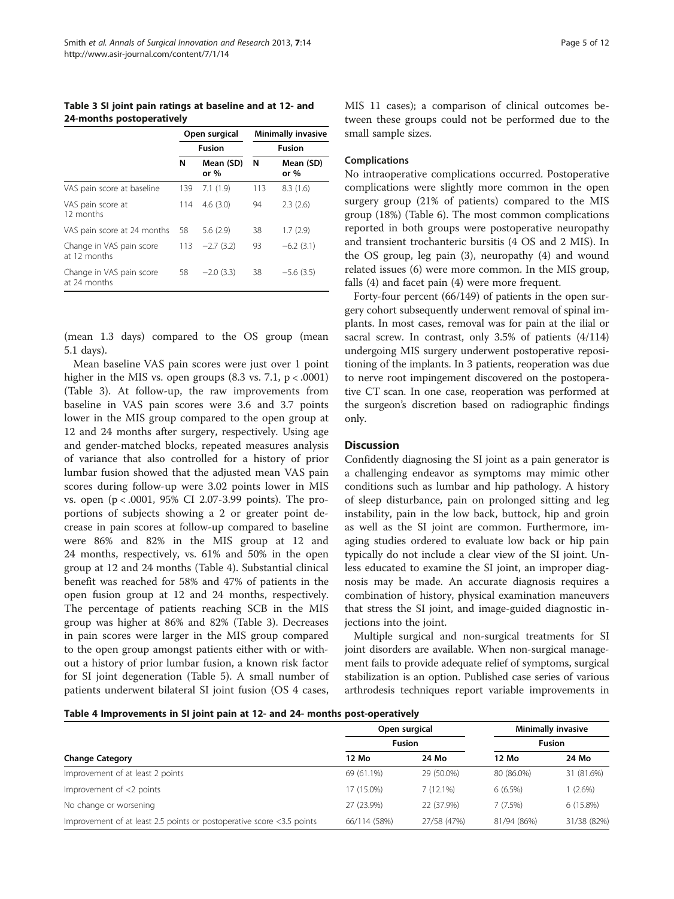**Table 3 SI joint pain ratings at baseline and at 12- and 24-months postoperatively**

| | Open surgical | | Minimally invasive | |
|---|---|---|---|---|
| | Fusion | | Fusion | |
| | N | Mean (SD) or % | N | Mean (SD) or % |
| VAS pain score at baseline | 139 | 7.1 (1.9) | 113 | 8.3 (1.6) |
| VAS pain score at 12 months | 114 | 4.6 (3.0) | 94 | 2.3 (2.6) |
| VAS pain score at 24 months | 58 | 5.6 (2.9) | 38 | 1.7 (2.9) |
| Change in VAS pain score at 12 months | 113 | −2.7 (3.2) | 93 | −6.2 (3.1) |
| Change in VAS pain score at 24 months | 58 | −2.0 (3.3) | 38 | −5.6 (3.5) |

(mean 1.3 days) compared to the OS group (mean 5.1 days).

Mean baseline VAS pain scores were just over 1 point higher in the MIS vs. open groups (8.3 vs. 7.1, $p < .0001$) (Table 3). At follow-up, the raw improvements from baseline in VAS pain scores were 3.6 and 3.7 points lower in the MIS group compared to the open group at 12 and 24 months after surgery, respectively. Using age and gender-matched blocks, repeated measures analysis of variance that also controlled for a history of prior lumbar fusion showed that the adjusted mean VAS pain scores during follow-up were 3.02 points lower in MIS vs. open ($p < .0001$, 95% CI 2.07-3.99 points). The proportions of subjects showing a 2 or greater point decrease in pain scores at follow-up compared to baseline were 86% and 82% in the MIS group at 12 and 24 months, respectively, vs. 61% and 50% in the open group at 12 and 24 months (Table 4). Substantial clinical benefit was reached for 58% and 47% of patients in the open fusion group at 12 and 24 months, respectively. The percentage of patients reaching SCB in the MIS group was higher at 86% and 82% (Table 3). Decreases in pain scores were larger in the MIS group compared to the open group amongst patients either with or without a history of prior lumbar fusion, a known risk factor for SI joint degeneration (Table 5). A small number of patients underwent bilateral SI joint fusion (OS 4 cases, MIS 11 cases); a comparison of clinical outcomes between these groups could not be performed due to the small sample sizes.

### Complications

No intraoperative complications occurred. Postoperative complications were slightly more common in the open surgery group (21% of patients) compared to the MIS group (18%) (Table 6). The most common complications reported in both groups were postoperative neuropathy and transient trochanteric bursitis (4 OS and 2 MIS). In the OS group, leg pain (3), neuropathy (4) and wound related issues (6) were more common. In the MIS group, falls (4) and facet pain (4) were more frequent.

Forty-four percent (66/149) of patients in the open surgery cohort subsequently underwent removal of spinal implants. In most cases, removal was for pain at the ilial or sacral screw. In contrast, only 3.5% of patients (4/114) undergoing MIS surgery underwent postoperative repositioning of the implants. In 3 patients, reoperation was due to nerve root impingement discovered on the postoperative CT scan. In one case, reoperation was performed at the surgeon's discretion based on radiographic findings only.

## Discussion

Confidently diagnosing the SI joint as a pain generator is a challenging endeavor as symptoms may mimic other conditions such as lumbar and hip pathology. A history of sleep disturbance, pain on prolonged sitting and leg instability, pain in the low back, buttock, hip and groin as well as the SI joint are common. Furthermore, imaging studies ordered to evaluate low back or hip pain typically do not include a clear view of the SI joint. Unless educated to examine the SI joint, an improper diagnosis may be made. An accurate diagnosis requires a combination of history, physical examination maneuvers that stress the SI joint, and image-guided diagnostic injections into the joint.

Multiple surgical and non-surgical treatments for SI joint disorders are available. When non-surgical management fails to provide adequate relief of symptoms, surgical stabilization is an option. Published case series of various arthrodesis techniques report variable improvements in

**Table 4 Improvements in SI joint pain at 12- and 24- months post-operatively**

| | Open surgical | | Minimally invasive | |
|---|---|---|---|---|
| | Fusion | | Fusion | |
| Change Category | 12 Mo | 24 Mo | 12 Mo | 24 Mo |
| Improvement of at least 2 points | 69 (61.1%) | 29 (50.0%) | 80 (86.0%) | 31 (81.6%) |
| Improvement of <2 points | 17 (15.0%) | 7 (12.1%) | 6 (6.5%) | 1 (2.6%) |
| No change or worsening | 27 (23.9%) | 22 (37.9%) | 7 (7.5%) | 6 (15.8%) |
| Improvement of at least 2.5 points or postoperative score <3.5 points | 66/114 (58%) | 27/58 (47%) | 81/94 (86%) | 31/38 (82%) |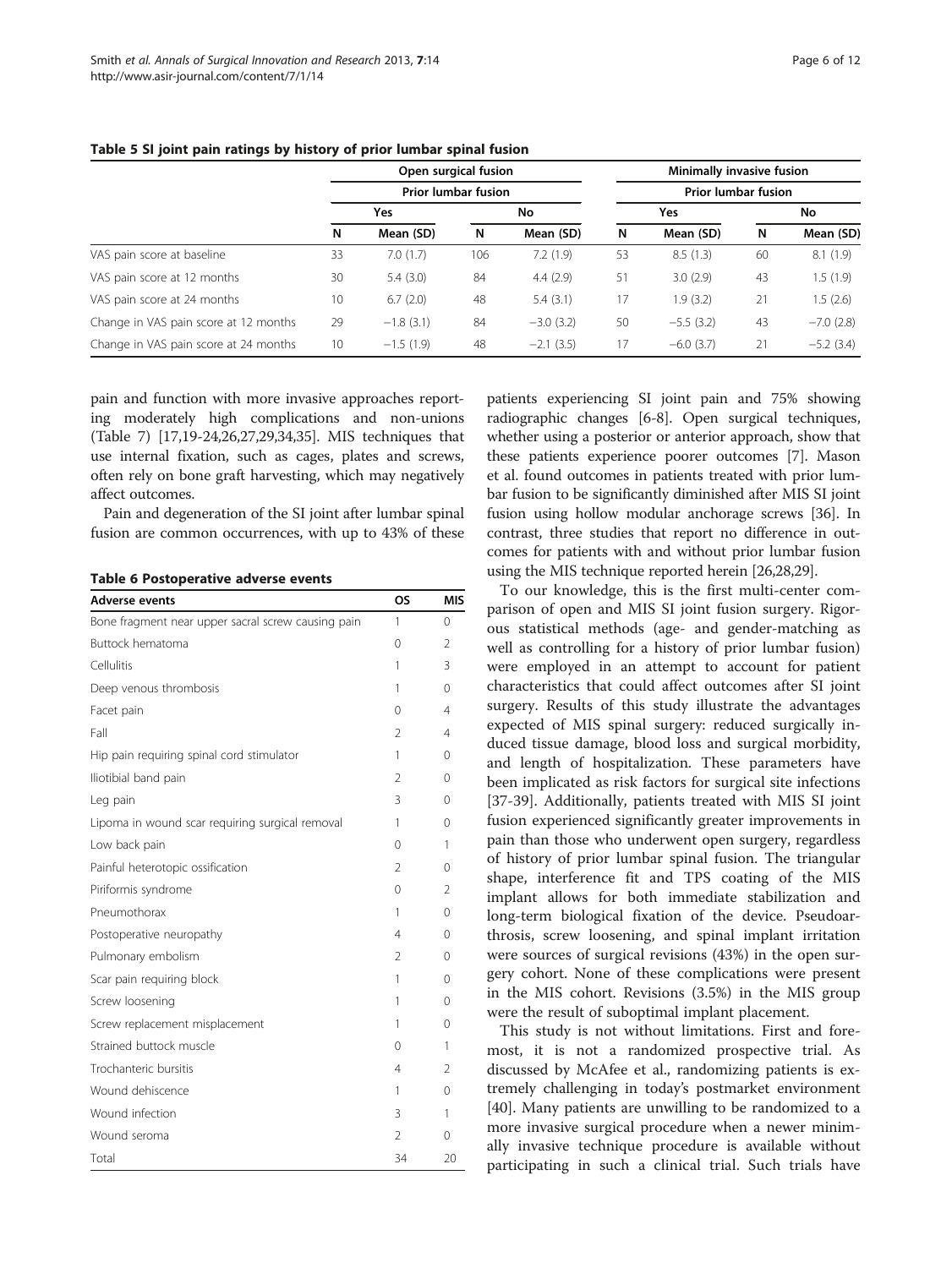**Table 5 SI joint pain ratings by history of prior lumbar spinal fusion**

| | Open surgical fusion | | | | Minimally invasive fusion | | | |
|---|---|---|---|---|---|---|---|---|
| | Prior lumbar fusion | | | | Prior lumbar fusion | | | |
| | Yes | | No | | Yes | | No | |
| | N | Mean (SD) | N | Mean (SD) | N | Mean (SD) | N | Mean (SD) |
| VAS pain score at baseline | 33 | 7.0 (1.7) | 106 | 7.2 (1.9) | 53 | 8.5 (1.3) | 60 | 8.1 (1.9) |
| VAS pain score at 12 months | 30 | 5.4 (3.0) | 84 | 4.4 (2.9) | 51 | 3.0 (2.9) | 43 | 1.5 (1.9) |
| VAS pain score at 24 months | 10 | 6.7 (2.0) | 48 | 5.4 (3.1) | 17 | 1.9 (3.2) | 21 | 1.5 (2.6) |
| Change in VAS pain score at 12 months | 29 | −1.8 (3.1) | 84 | −3.0 (3.2) | 50 | −5.5 (3.2) | 43 | −7.0 (2.8) |
| Change in VAS pain score at 24 months | 10 | −1.5 (1.9) | 48 | −2.1 (3.5) | 17 | −6.0 (3.7) | 21 | −5.2 (3.4) |

pain and function with more invasive approaches reporting moderately high complications and non-unions (Table 7) [17,19-24,26,27,29,34,35]. MIS techniques that use internal fixation, such as cages, plates and screws, often rely on bone graft harvesting, which may negatively affect outcomes.

Pain and degeneration of the SI joint after lumbar spinal fusion are common occurrences, with up to 43% of these

**Table 6 Postoperative adverse events**

| Adverse events | OS | MIS |
|---|---|---|
| Bone fragment near upper sacral screw causing pain | 1 | 0 |
| Buttock hematoma | 0 | 2 |
| Cellulitis | 1 | 3 |
| Deep venous thrombosis | 1 | 0 |
| Facet pain | 0 | 4 |
| Fall | 2 | 4 |
| Hip pain requiring spinal cord stimulator | 1 | 0 |
| Iliotibial band pain | 2 | 0 |
| Leg pain | 3 | 0 |
| Lipoma in wound scar requiring surgical removal | 1 | 0 |
| Low back pain | 0 | 1 |
| Painful heterotopic ossification | 2 | 0 |
| Piriformis syndrome | 0 | 2 |
| Pneumothorax | 1 | 0 |
| Postoperative neuropathy | 4 | 0 |
| Pulmonary embolism | 2 | 0 |
| Scar pain requiring block | 1 | 0 |
| Screw loosening | 1 | 0 |
| Screw replacement misplacement | 1 | 0 |
| Strained buttock muscle | 0 | 1 |
| Trochanteric bursitis | 4 | 2 |
| Wound dehiscence | 1 | 0 |
| Wound infection | 3 | 1 |
| Wound seroma | 2 | 0 |
| Total | 34 | 20 |

patients experiencing SI joint pain and 75% showing radiographic changes [6-8]. Open surgical techniques, whether using a posterior or anterior approach, show that these patients experience poorer outcomes [7]. Mason et al. found outcomes in patients treated with prior lumbar fusion to be significantly diminished after MIS SI joint fusion using hollow modular anchorage screws [36]. In contrast, three studies that report no difference in outcomes for patients with and without prior lumbar fusion using the MIS technique reported herein [26,28,29].

To our knowledge, this is the first multi-center comparison of open and MIS SI joint fusion surgery. Rigorous statistical methods (age- and gender-matching as well as controlling for a history of prior lumbar fusion) were employed in an attempt to account for patient characteristics that could affect outcomes after SI joint surgery. Results of this study illustrate the advantages expected of MIS spinal surgery: reduced surgically induced tissue damage, blood loss and surgical morbidity, and length of hospitalization. These parameters have been implicated as risk factors for surgical site infections [37-39]. Additionally, patients treated with MIS SI joint fusion experienced significantly greater improvements in pain than those who underwent open surgery, regardless of history of prior lumbar spinal fusion. The triangular shape, interference fit and TPS coating of the MIS implant allows for both immediate stabilization and long-term biological fixation of the device. Pseudoarthrosis, screw loosening, and spinal implant irritation were sources of surgical revisions (43%) in the open surgery cohort. None of these complications were present in the MIS cohort. Revisions (3.5%) in the MIS group were the result of suboptimal implant placement.

This study is not without limitations. First and foremost, it is not a randomized prospective trial. As discussed by McAfee et al., randomizing patients is extremely challenging in today's postmarket environment [40]. Many patients are unwilling to be randomized to a more invasive surgical procedure when a newer minimally invasive technique procedure is available without participating in such a clinical trial. Such trials have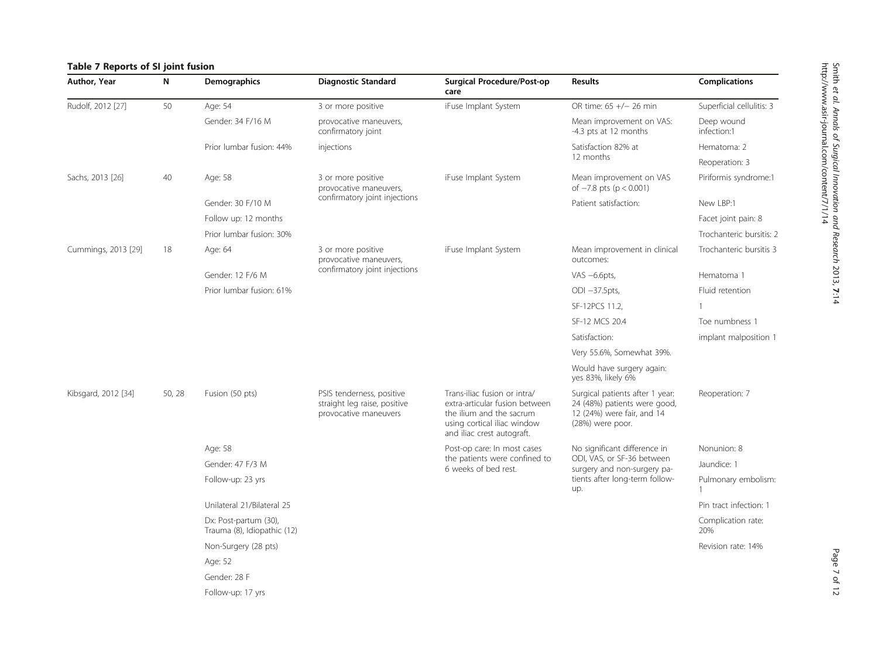**Table 7 Reports of SI joint fusion**

| Author, Year | N | Demographics | Diagnostic Standard | Surgical Procedure/Post-op care | Results | Complications |
|---|---|---|---|---|---|---|
| Rudolf, 2012 [27] | 50 | Age: 54 | 3 or more positive provocative maneuvers, confirmatory joint injections | iFuse Implant System | OR time: 65 +/− 26 min | Superficial cellulitis: 3 |
| | | Gender: 34 F/16 M | | | Mean improvement on VAS: -4.3 pts at 12 months | Deep wound infection:1 |
| | | Prior lumbar fusion: 44% | | | Satisfaction 82% at 12 months | Hematoma: 2 |
| | | | | | | Reoperation: 3 |
| Sachs, 2013 [26] | 40 | Age: 58 | 3 or more positive provocative maneuvers, confirmatory joint injections | iFuse Implant System | Mean improvement on VAS of −7.8 pts ($p < 0.001$) | Piriformis syndrome:1 |
| | | Gender: 30 F/10 M | | | Patient satisfaction: | New LBP:1 |
| | | Follow up: 12 months | | | | Facet joint pain: 8 |
| | | Prior lumbar fusion: 30% | | | | Trochanteric bursitis: 2 |
| Cummings, 2013 [29] | 18 | Age: 64 | 3 or more positive provocative maneuvers, confirmatory joint injections | iFuse Implant System | Mean improvement in clinical outcomes: | Trochanteric bursitis 3 |
| | | Gender: 12 F/6 M | | | VAS −6.6pts, | Hematoma 1 |
| | | Prior lumbar fusion: 61% | | | ODI −37.5pts, | Fluid retention 1 |
| | | | | | SF-12PCS 11.2, | |
| | | | | | SF-12 MCS 20.4 | Toe numbness 1 |
| | | | | | Satisfaction: | implant malposition 1 |
| | | | | | Very 55.6%, Somewhat 39%. | |
| | | | | | Would have surgery again: yes 83%, likely 6% | |
| Kibsgard, 2012 [34] | 50, 28 | Fusion (50 pts) | PSIS tenderness, positive straight leg raise, positive provocative maneuvers | Trans-iliac fusion or intra/extra-articular fusion between the ilium and the sacrum using cortical iliac window and iliac crest autograft. | Surgical patients after 1 year: 24 (48%) patients were good, 12 (24%) were fair, and 14 (28%) were poor. | Reoperation: 7 |
| | | Age: 58 | | Post-op care: In most cases the patients were confined to 6 weeks of bed rest. | No significant difference in ODI, VAS, or SF-36 between surgery and non-surgery patients after long-term follow-up. | Nonunion: 8 |
| | | Gender: 47 F/3 M | | | | Jaundice: 1 |
| | | Follow-up: 23 yrs | | | | Pulmonary embolism: 1 |
| | | Unilateral 21/Bilateral 25 | | | | Pin tract infection: 1 |
| | | Dx: Post-partum (30), Trauma (8), Idiopathic (12) | | | | Complication rate: 20% |
| | | Non-Surgery (28 pts) | | | | Revision rate: 14% |
| | | Age: 52 | | | | |
| | | Gender: 28 F | | | | |
| | | Follow-up: 17 yrs | | | | |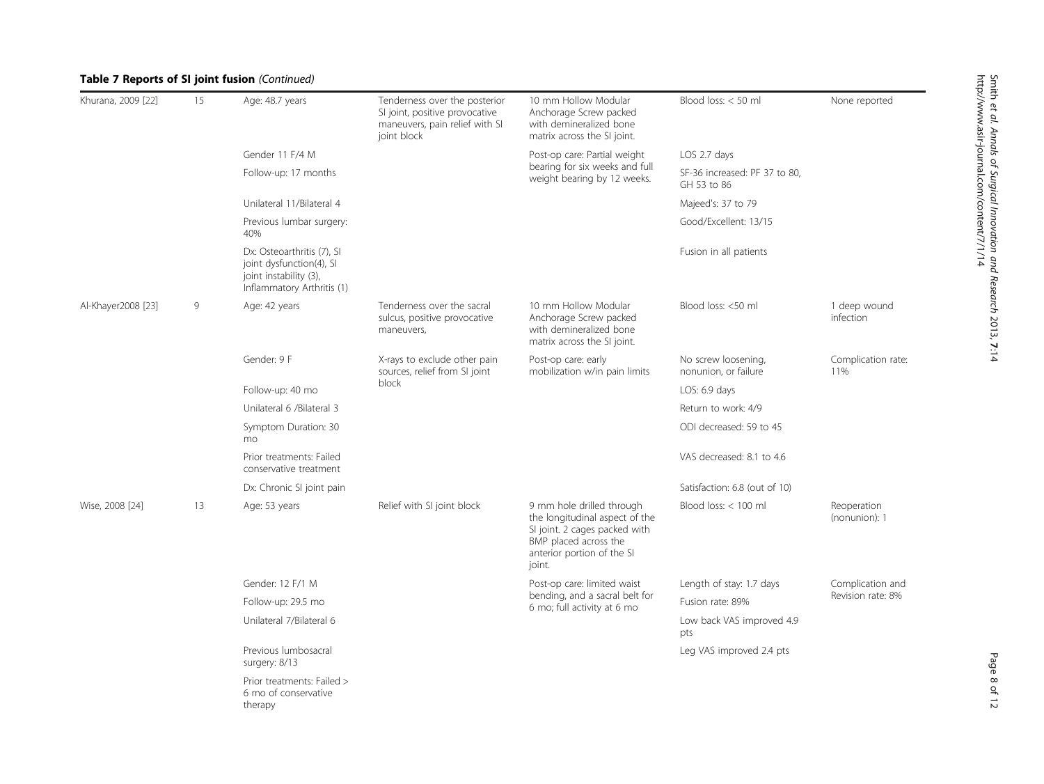**Table 7 Reports of SI joint fusion** *(Continued)*

| | | | | | | |
|---|---|---|---|---|---|---|
| Khurana, 2009 [22] | 15 | Age: 48.7 years | Tenderness over the posterior SI joint, positive provocative maneuvers, pain relief with SI joint block | 10 mm Hollow Modular Anchorage Screw packed with demineralized bone matrix across the SI joint. | Blood loss: < 50 ml | None reported |
| | | Gender 11 F/4 M | | Post-op care: Partial weight bearing for six weeks and full weight bearing by 12 weeks. | LOS 2.7 days | |
| | | Follow-up: 17 months | | | SF-36 increased: PF 37 to 80, GH 53 to 86 | |
| | | Unilateral 11/Bilateral 4 | | | Majeed's: 37 to 79 | |
| | | Previous lumbar surgery: 40% | | | Good/Excellent: 13/15 | |
| | | Dx: Osteoarthritis (7), SI joint dysfunction(4), SI joint instability (3), Inflammatory Arthritis (1) | | | Fusion in all patients | |
| Al-Khayer2008 [23] | 9 | Age: 42 years | Tenderness over the sacral sulcus, positive provocative maneuvers, | 10 mm Hollow Modular Anchorage Screw packed with demineralized bone matrix across the SI joint. | Blood loss: <50 ml | 1 deep wound infection |
| | | Gender: 9 F | X-rays to exclude other pain sources, relief from SI joint block | Post-op care: early mobilization w/in pain limits | No screw loosening, nonunion, or failure | Complication rate: 11% |
| | | Follow-up: 40 mo | | | LOS: 6.9 days | |
| | | Unilateral 6 /Bilateral 3 | | | Return to work: 4/9 | |
| | | Symptom Duration: 30 mo | | | ODI decreased: 59 to 45 | |
| | | Prior treatments: Failed conservative treatment | | | VAS decreased: 8.1 to 4.6 | |
| | | Dx: Chronic SI joint pain | | | Satisfaction: 6.8 (out of 10) | |
| Wise, 2008 [24] | 13 | Age: 53 years | Relief with SI joint block | 9 mm hole drilled through the longitudinal aspect of the SI joint. 2 cages packed with BMP placed across the anterior portion of the SI joint. | Blood loss: < 100 ml | Reoperation (nonunion): 1 |
| | | Gender: 12 F/1 M | | Post-op care: limited waist bending, and a sacral belt for 6 mo; full activity at 6 mo | Length of stay: 1.7 days | Complication and Revision rate: 8% |
| | | Follow-up: 29.5 mo | | | Fusion rate: 89% | |
| | | Unilateral 7/Bilateral 6 | | | Low back VAS improved 4.9 pts | |
| | | Previous lumbosacral surgery: 8/13 | | | Leg VAS improved 2.4 pts | |
| | | Prior treatments: Failed > 6 mo of conservative therapy | | | | |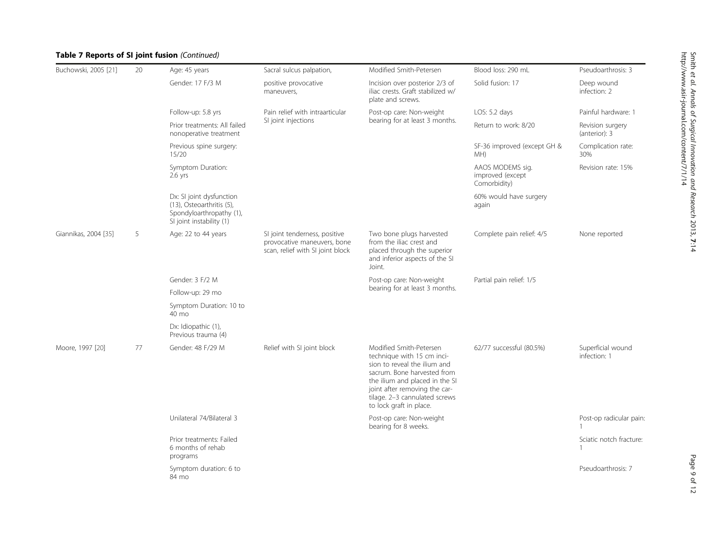**Table 7 Reports of SI joint fusion** *(Continued)*

| | | | | | | |
|---|---|---|---|---|---|---|
| Buchowski, 2005 [21] | 20 | Age: 45 years | Sacral sulcus palpation, | Modified Smith-Petersen | Blood loss: 290 mL | Pseudoarthrosis: 3 |
| | | Gender: 17 F/3 M | positive provocative maneuvers, | Incision over posterior 2/3 of iliac crests. Graft stabilized w/ plate and screws. | Solid fusion: 17 | Deep wound infection: 2 |
| | | Follow-up: 5.8 yrs | Pain relief with intraarticular SI joint injections | Post-op care: Non-weight bearing for at least 3 months. | LOS: 5.2 days | Painful hardware: 1 |
| | | Prior treatments: All failed nonoperative treatment | | | Return to work: 8/20 | Revision surgery (anterior): 3 |
| | | Previous spine surgery: 15/20 | | | SF-36 improved (except GH & MH) | Complication rate: 30% |
| | | Symptom Duration: 2.6 yrs | | | AAOS MODEMS sig. improved (except Comorbidity) | Revision rate: 15% |
| | | Dx: SI joint dysfunction (13), Osteoarthritis (5), Spondyloarthropathy (1), SI joint instability (1) | | | 60% would have surgery again | |
| Giannikas, 2004 [35] | 5 | Age: 22 to 44 years | SI joint tenderness, positive provocative maneuvers, bone scan, relief with SI joint block | Two bone plugs harvested from the iliac crest and placed through the superior and inferior aspects of the SI Joint. | Complete pain relief: 4/5 | None reported |
| | | Gender: 3 F/2 M | | Post-op care: Non-weight bearing for at least 3 months. | Partial pain relief: 1/5 | |
| | | Follow-up: 29 mo | | | | |
| | | Symptom Duration: 10 to 40 mo | | | | |
| | | Dx: Idiopathic (1), Previous trauma (4) | | | | |
| Moore, 1997 [20] | 77 | Gender: 48 F/29 M | Relief with SI joint block | Modified Smith-Petersen technique with 15 cm incision to reveal the ilium and sacrum. Bone harvested from the ilium and placed in the SI joint after removing the cartilage. 2–3 cannulated screws to lock graft in place. | 62/77 successful (80.5%) | Superficial wound infection: 1 |
| | | Unilateral 74/Bilateral 3 | | Post-op care: Non-weight bearing for 8 weeks. | | Post-op radicular pain: 1 |
| | | Prior treatments: Failed 6 months of rehab programs | | | | Sciatic notch fracture: 1 |
| | | Symptom duration: 6 to 84 mo | | | | Pseudoarthrosis: 7 |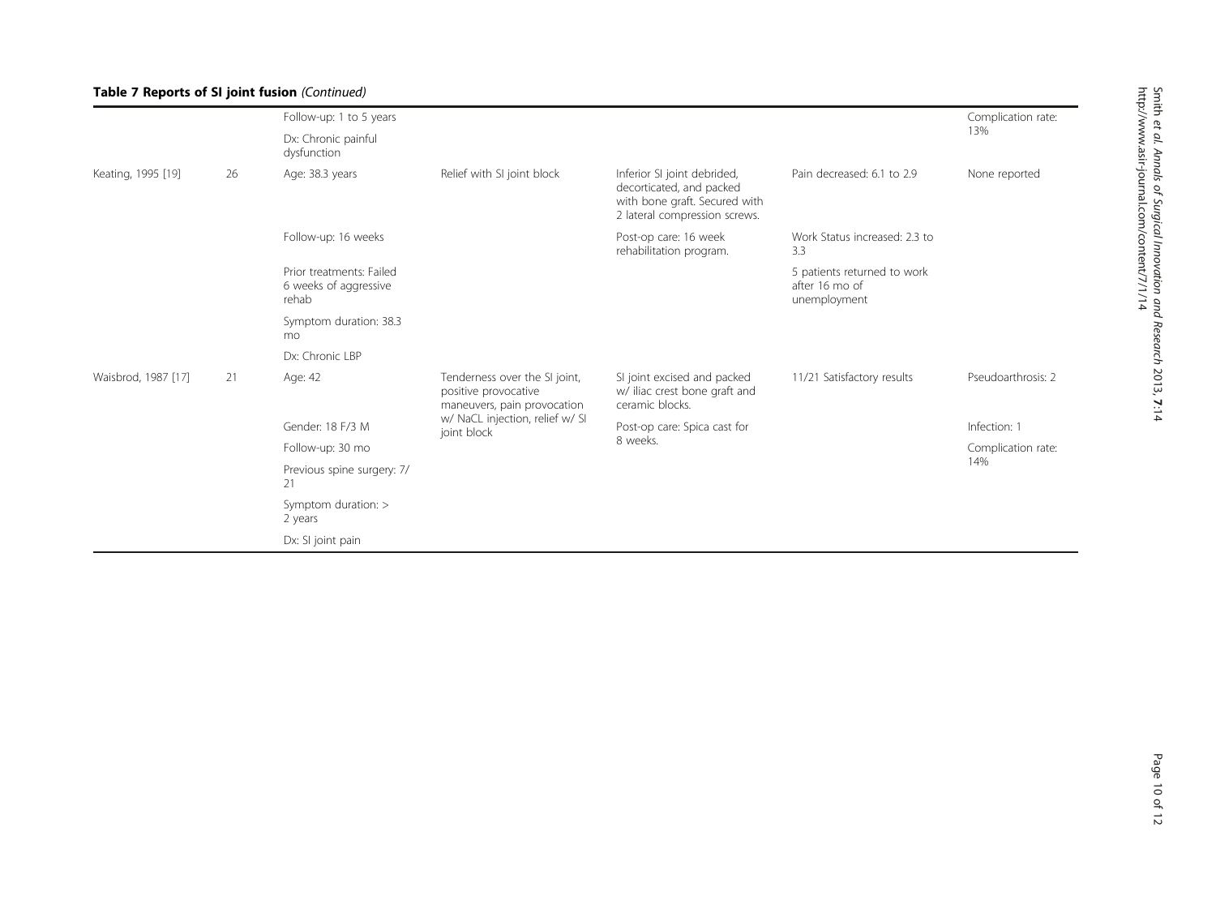**Table 7 Reports of SI joint fusion** *(Continued)*

| | | | | | | |
|---|---|---|---|---|---|---|
| | | Follow-up: 1 to 5 years<br>Dx: Chronic painful dysfunction | | | | Complication rate: 13% |
| Keating, 1995 [19] | 26 | Age: 38.3 years<br>Follow-up: 16 weeks<br>Prior treatments: Failed 6 weeks of aggressive rehab<br>Symptom duration: 38.3 mo<br>Dx: Chronic LBP | Relief with SI joint block | Inferior SI joint debrided, decorticated, and packed with bone graft. Secured with 2 lateral compression screws.<br>Post-op care: 16 week rehabilitation program. | Pain decreased: 6.1 to 2.9<br>Work Status increased: 2.3 to 3.3<br>5 patients returned to work after 16 mo of unemployment | None reported |
| Waisbrod, 1987 [17] | 21 | Age: 42<br>Gender: 18 F/3 M<br>Follow-up: 30 mo<br>Previous spine surgery: 7/21<br>Symptom duration: > 2 years<br>Dx: SI joint pain | Tenderness over the SI joint, positive provocative maneuvers, pain provocation w/ NaCL injection, relief w/ SI joint block | SI joint excised and packed w/ iliac crest bone graft and ceramic blocks.<br>Post-op care: Spica cast for 8 weeks. | 11/21 Satisfactory results | Pseudoarthrosis: 2<br>Infection: 1<br>Complication rate: 14% |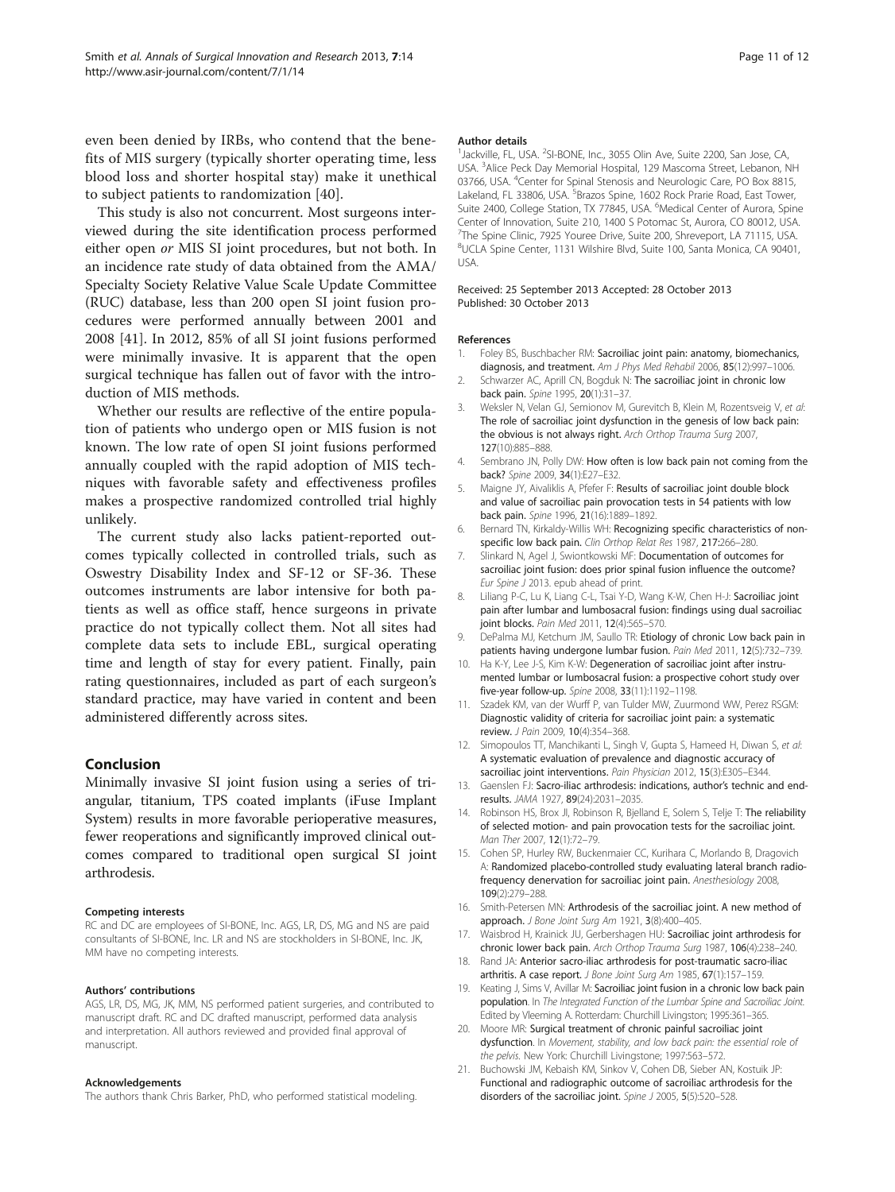even been denied by IRBs, who contend that the benefits of MIS surgery (typically shorter operating time, less blood loss and shorter hospital stay) make it unethical to subject patients to randomization [40].

This study is also not concurrent. Most surgeons interviewed during the site identification process performed either open *or* MIS SI joint procedures, but not both. In an incidence rate study of data obtained from the AMA/ Specialty Society Relative Value Scale Update Committee (RUC) database, less than 200 open SI joint fusion procedures were performed annually between 2001 and 2008 [41]. In 2012, 85% of all SI joint fusions performed were minimally invasive. It is apparent that the open surgical technique has fallen out of favor with the introduction of MIS methods.

Whether our results are reflective of the entire population of patients who undergo open or MIS fusion is not known. The low rate of open SI joint fusions performed annually coupled with the rapid adoption of MIS techniques with favorable safety and effectiveness profiles makes a prospective randomized controlled trial highly unlikely.

The current study also lacks patient-reported outcomes typically collected in controlled trials, such as Oswestry Disability Index and SF-12 or SF-36. These outcomes instruments are labor intensive for both patients as well as office staff, hence surgeons in private practice do not typically collect them. Not all sites had complete data sets to include EBL, surgical operating time and length of stay for every patient. Finally, pain rating questionnaires, included as part of each surgeon's standard practice, may have varied in content and been administered differently across sites.

## Conclusion

Minimally invasive SI joint fusion using a series of triangular, titanium, TPS coated implants (iFuse Implant System) results in more favorable perioperative measures, fewer reoperations and significantly improved clinical outcomes compared to traditional open surgical SI joint arthrodesis.

#### Competing interests

RC and DC are employees of SI-BONE, Inc. AGS, LR, DS, MG and NS are paid consultants of SI-BONE, Inc. LR and NS are stockholders in SI-BONE, Inc. JK, MM have no competing interests.

#### Authors' contributions

AGS, LR, DS, MG, JK, MM, NS performed patient surgeries, and contributed to manuscript draft. RC and DC drafted manuscript, performed data analysis and interpretation. All authors reviewed and provided final approval of manuscript.

#### Acknowledgements

The authors thank Chris Barker, PhD, who performed statistical modeling.

#### Author details

[1]Jackville, FL, USA. [2]SI-BONE, Inc., 3055 Olin Ave, Suite 2200, San Jose, CA, USA. [3]Alice Peck Day Memorial Hospital, 129 Mascoma Street, Lebanon, NH 03766, USA. [4]Center for Spinal Stenosis and Neurologic Care, PO Box 8815, Lakeland, FL 33806, USA. [5]Brazos Spine, 1602 Rock Prarie Road, East Tower, Suite 2400, College Station, TX 77845, USA. [6]Medical Center of Aurora, Spine Center of Innovation, Suite 210, 1400 S Potomac St, Aurora, CO 80012, USA. [7]The Spine Clinic, 7925 Youree Drive, Suite 200, Shreveport, LA 71115, USA. [8]UCLA Spine Center, 1131 Wilshire Blvd, Suite 100, Santa Monica, CA 90401, USA.

Received: 25 September 2013 Accepted: 28 October 2013
Published: 30 October 2013

#### References

1. Foley BS, Buschbacher RM: **Sacroiliac joint pain: anatomy, biomechanics, diagnosis, and treatment.** *Am J Phys Med Rehabil* 2006, **85**(12):997–1006.
2. Schwarzer AC, Aprill CN, Bogduk N: **The sacroiliac joint in chronic low back pain.** *Spine* 1995, **20**(1):31–37.
3. Weksler N, Velan GJ, Semionov M, Gurevitch B, Klein M, Rozentsveig V, *et al*: **The role of sacroiliac joint dysfunction in the genesis of low back pain: the obvious is not always right.** *Arch Orthop Trauma Surg* 2007, **127**(10):885–888.
4. Sembrano JN, Polly DW: **How often is low back pain not coming from the back?** *Spine* 2009, **34**(1):E27–E32.
5. Maigne JY, Aivaliklis A, Pfefer F: **Results of sacroiliac joint double block and value of sacroiliac pain provocation tests in 54 patients with low back pain.** *Spine* 1996, **21**(16):1889–1892.
6. Bernard TN, Kirkaldy-Willis WH: **Recognizing specific characteristics of non-specific low back pain.** *Clin Orthop Relat Res* 1987, **217**:266–280.
7. Slinkard N, Agel J, Swiontkowski MF: **Documentation of outcomes for sacroiliac joint fusion: does prior spinal fusion influence the outcome?** *Eur Spine J* 2013. epub ahead of print.
8. Liliang P-C, Lu K, Liang C-L, Tsai Y-D, Wang K-W, Chen H-J: **Sacroiliac joint pain after lumbar and lumbosacral fusion: findings using dual sacroiliac joint blocks.** *Pain Med* 2011, **12**(4):565–570.
9. DePalma MJ, Ketchum JM, Saullo TR: **Etiology of chronic Low back pain in patients having undergone lumbar fusion.** *Pain Med* 2011, **12**(5):732–739.
10. Ha K-Y, Lee J-S, Kim K-W: **Degeneration of sacroiliac joint after instrumented lumbar or lumbosacral fusion: a prospective cohort study over five-year follow-up.** *Spine* 2008, **33**(11):1192–1198.
11. Szadek KM, van der Wurff P, van Tulder MW, Zuurmond WW, Perez RSGM: **Diagnostic validity of criteria for sacroiliac joint pain: a systematic review.** *J Pain* 2009, **10**(4):354–368.
12. Simopoulos TT, Manchikanti L, Singh V, Gupta S, Hameed H, Diwan S, *et al*: **A systematic evaluation of prevalence and diagnostic accuracy of sacroiliac joint interventions.** *Pain Physician* 2012, **15**(3):E305–E344.
13. Gaenslen FJ: **Sacro-iliac arthrodesis: indications, author's technic and end-results.** *JAMA* 1927, **89**(24):2031–2035.
14. Robinson HS, Brox JI, Robinson R, Bjelland E, Solem S, Telje T: **The reliability of selected motion- and pain provocation tests for the sacroiliac joint.** *Man Ther* 2007, **12**(1):72–79.
15. Cohen SP, Hurley RW, Buckenmaier CC, Kurihara C, Morlando B, Dragovich A: **Randomized placebo-controlled study evaluating lateral branch radiofrequency denervation for sacroiliac joint pain.** *Anesthesiology* 2008, **109**(2):279–288.
16. Smith-Petersen MN: **Arthrodesis of the sacroiliac joint. A new method of approach.** *J Bone Joint Surg Am* 1921, **3**(8):400–405.
17. Waisbrod H, Krainick JU, Gerbershagen HU: **Sacroiliac joint arthrodesis for chronic lower back pain.** *Arch Orthop Trauma Surg* 1987, **106**(4):238–240.
18. Rand JA: **Anterior sacro-iliac arthrodesis for post-traumatic sacro-iliac arthritis. A case report.** *J Bone Joint Surg Am* 1985, **67**(1):157–159.
19. Keating J, Sims V, Avillar M: **Sacroiliac joint fusion in a chronic low back pain population.** In *The Integrated Function of the Lumbar Spine and Sacroiliac Joint.* Edited by Vleeming A. Rotterdam: Churchill Livingston; 1995:361–365.
20. Moore MR: **Surgical treatment of chronic painful sacroiliac joint dysfunction.** In *Movement, stability, and low back pain: the essential role of the pelvis.* New York: Churchill Livingstone; 1997:563–572.
21. Buchowski JM, Kebaish KM, Sinkov V, Cohen DB, Sieber AN, Kostuik JP: **Functional and radiographic outcome of sacroiliac arthrodesis for the disorders of the sacroiliac joint.** *Spine J* 2005, **5**(5):520–528.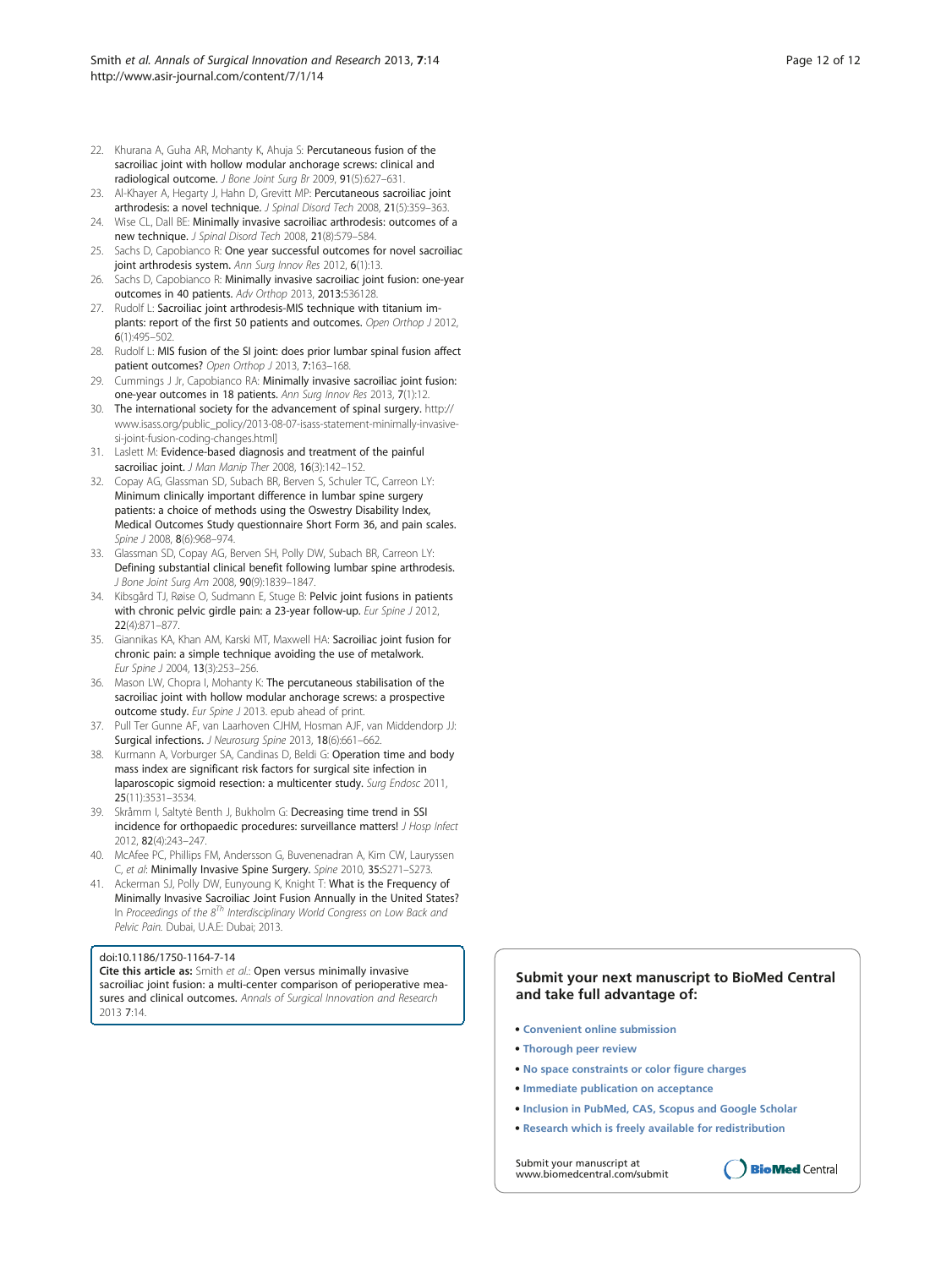22. Khurana A, Guha AR, Mohanty K, Ahuja S: **Percutaneous fusion of the sacroiliac joint with hollow modular anchorage screws: clinical and radiological outcome.** *J Bone Joint Surg Br* 2009, **91**(5):627–631.
23. Al-Khayer A, Hegarty J, Hahn D, Grevitt MP: **Percutaneous sacroiliac joint arthrodesis: a novel technique.** *J Spinal Disord Tech* 2008, **21**(5):359–363.
24. Wise CL, Dall BE: **Minimally invasive sacroiliac arthrodesis: outcomes of a new technique.** *J Spinal Disord Tech* 2008, **21**(8):579–584.
25. Sachs D, Capobianco R: **One year successful outcomes for novel sacroiliac joint arthrodesis system.** *Ann Surg Innov Res* 2012, **6**(1):13.
26. Sachs D, Capobianco R: **Minimally invasive sacroiliac joint fusion: one-year outcomes in 40 patients.** *Adv Orthop* 2013, **2013:**536128.
27. Rudolf L: **Sacroiliac joint arthrodesis-MIS technique with titanium implants: report of the first 50 patients and outcomes.** *Open Orthop J* 2012, **6**(1):495–502.
28. Rudolf L: **MIS fusion of the SI joint: does prior lumbar spinal fusion affect patient outcomes?** *Open Orthop J* 2013, **7:**163–168.
29. Cummings J Jr, Capobianco RA: **Minimally invasive sacroiliac joint fusion: one-year outcomes in 18 patients.** *Ann Surg Innov Res* 2013, **7**(1):12.
30. **The international society for the advancement of spinal surgery.** http://www.isass.org/public_policy/2013-08-07-isass-statement-minimally-invasive-si-joint-fusion-coding-changes.html]
31. Laslett M: **Evidence-based diagnosis and treatment of the painful sacroiliac joint.** *J Man Manip Ther* 2008, **16**(3):142–152.
32. Copay AG, Glassman SD, Subach BR, Berven S, Schuler TC, Carreon LY: **Minimum clinically important difference in lumbar spine surgery patients: a choice of methods using the Oswestry Disability Index, Medical Outcomes Study questionnaire Short Form 36, and pain scales.** *Spine J* 2008, **8**(6):968–974.
33. Glassman SD, Copay AG, Berven SH, Polly DW, Subach BR, Carreon LY: **Defining substantial clinical benefit following lumbar spine arthrodesis.** *J Bone Joint Surg Am* 2008, **90**(9):1839–1847.
34. Kibsgård TJ, Røise O, Sudmann E, Stuge B: **Pelvic joint fusions in patients with chronic pelvic girdle pain: a 23-year follow-up.** *Eur Spine J* 2012, **22**(4):871–877.
35. Giannikas KA, Khan AM, Karski MT, Maxwell HA: **Sacroiliac joint fusion for chronic pain: a simple technique avoiding the use of metalwork.** *Eur Spine J* 2004, **13**(3):253–256.
36. Mason LW, Chopra I, Mohanty K: **The percutaneous stabilisation of the sacroiliac joint with hollow modular anchorage screws: a prospective outcome study.** *Eur Spine J* 2013. epub ahead of print.
37. Pull Ter Gunne AF, van Laarhoven CJHM, Hosman AJF, van Middendorp JJ: **Surgical infections.** *J Neurosurg Spine* 2013, **18**(6):661–662.
38. Kurmann A, Vorburger SA, Candinas D, Beldi G: **Operation time and body mass index are significant risk factors for surgical site infection in laparoscopic sigmoid resection: a multicenter study.** *Surg Endosc* 2011, **25**(11):3531–3534.
39. Skråmm I, Saltytė Benth J, Bukholm G: **Decreasing time trend in SSI incidence for orthopaedic procedures: surveillance matters!** *J Hosp Infect* 2012, **82**(4):243–247.
40. McAfee PC, Phillips FM, Andersson G, Buvenenadran A, Kim CW, Lauryssen C, *et al*: **Minimally Invasive Spine Surgery.** *Spine* 2010, **35:**S271–S273.
41. Ackerman SJ, Polly DW, Eunyoung K, Knight T: **What is the Frequency of Minimally Invasive Sacroiliac Joint Fusion Annually in the United States?** In *Proceedings of the 8Th Interdisciplinary World Congress on Low Back and Pelvic Pain.* Dubai, U.A.E: Dubai; 2013.

doi:10.1186/1750-1164-7-14

**Cite this article as:** Smith *et al.*: Open versus minimally invasive sacroiliac joint fusion: a multi-center comparison of perioperative measures and clinical outcomes. *Annals of Surgical Innovation and Research* 2013 7:14.

**Submit your next manuscript to BioMed Central and take full advantage of:**

- **Convenient online submission**
- **Thorough peer review**
- **No space constraints or color figure charges**
- **Immediate publication on acceptance**
- **Inclusion in PubMed, CAS, Scopus and Google Scholar**
- **Research which is freely available for redistribution**

Submit your manuscript at
www.biomedcentral.com/submit

BioMed Central